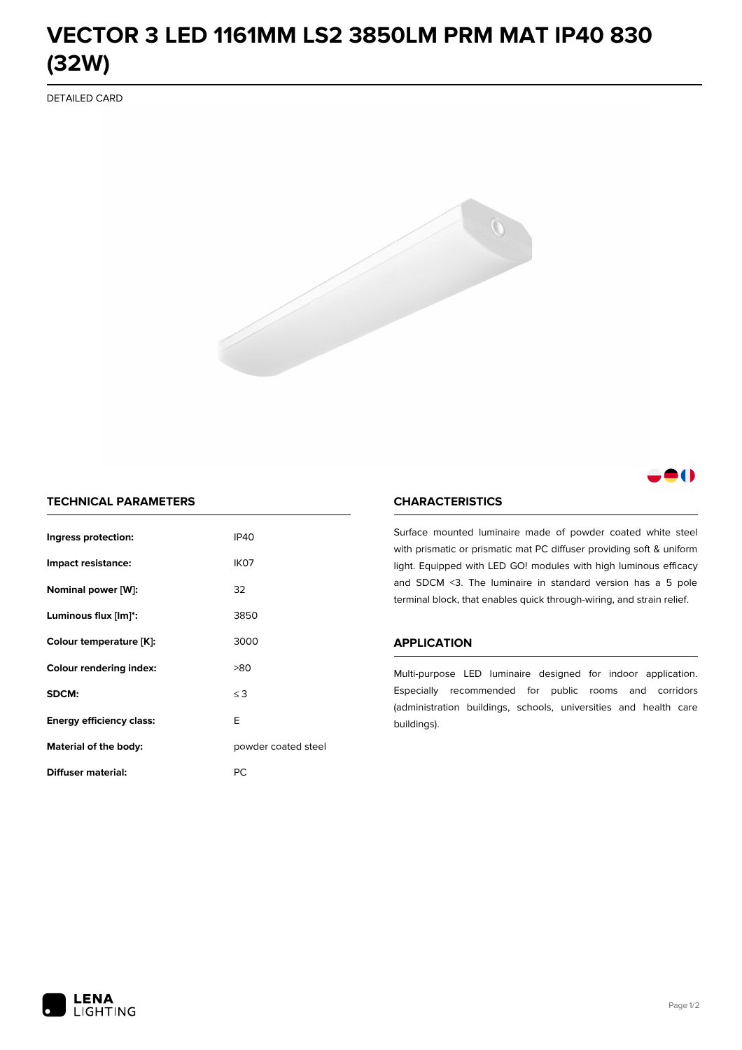# VECTOR 3 LED 1161MM LS2 3850LM PRM MAT IP40 830 (32W)

DETAILED CARD

## TECHNICAL PARAMETERS

| | |
|---|---|
| **Ingress protection:** | IP40 |
| **Impact resistance:** | IK07 |
| **Nominal power [W]:** | 32 |
| **Luminous flux [lm]*:** | 3850 |
| **Colour temperature [K]:** | 3000 |
| **Colour rendering index:** | >80 |
| **SDCM:** | ≤ 3 |
| **Energy efficiency class:** | E |
| **Material of the body:** | powder coated steel |
| **Diffuser material:** | PC |

## CHARACTERISTICS

Surface mounted luminaire made of powder coated white steel with prismatic or prismatic mat PC diffuser providing soft & uniform light. Equipped with LED GO! modules with high luminous efficacy and SDCM <3. The luminaire in standard version has a 5 pole terminal block, that enables quick through-wiring, and strain relief.

## APPLICATION

Multi-purpose LED luminaire designed for indoor application. Especially recommended for public rooms and corridors (administration buildings, schools, universities and health care buildings).

LENA LIGHTING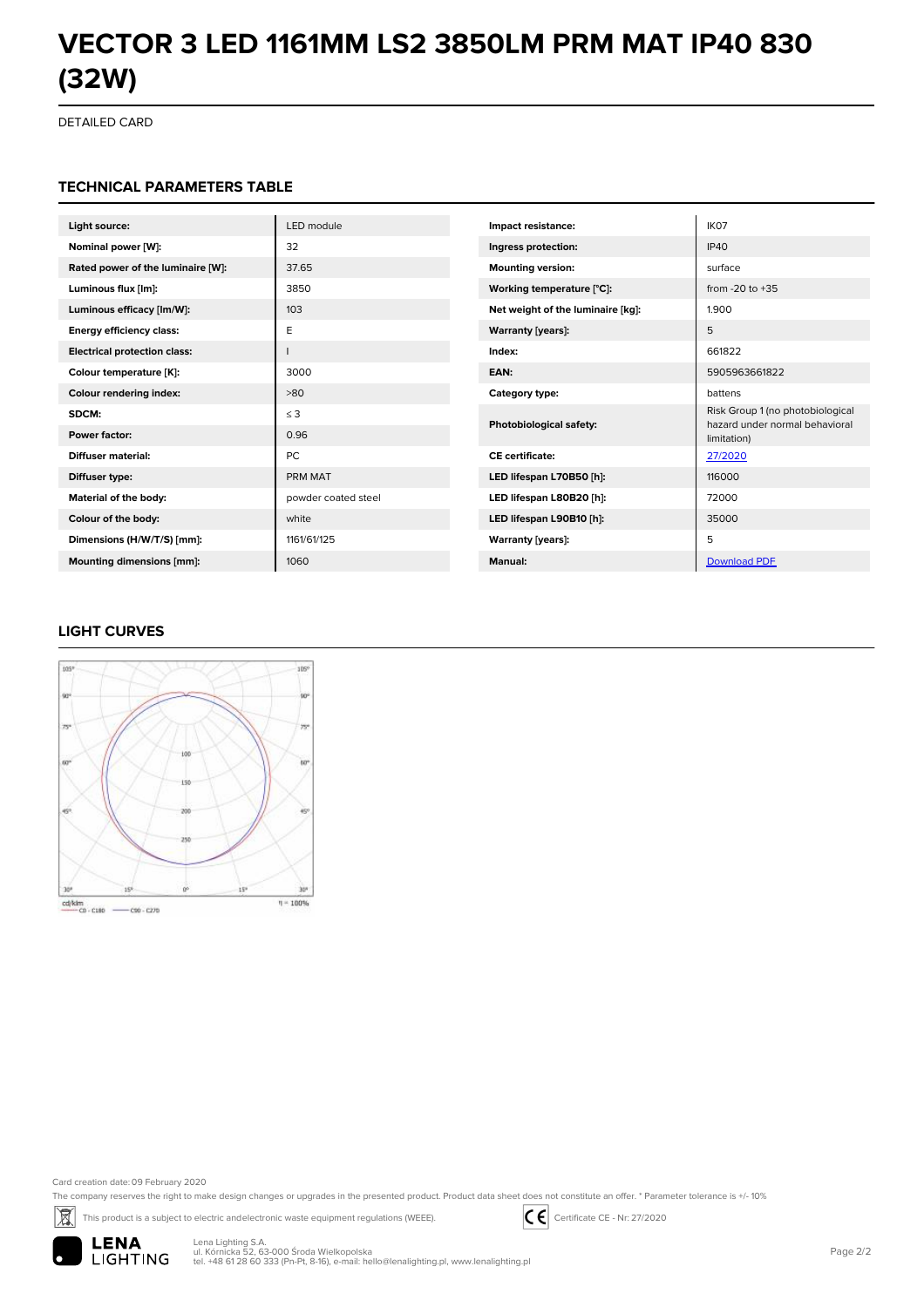# VECTOR 3 LED 1161MM LS2 3850LM PRM MAT IP40 830 (32W)

DETAILED CARD

## TECHNICAL PARAMETERS TABLE

| | | | |
|---|---|---|---|
| **Light source:** | LED module | **Impact resistance:** | IK07 |
| **Nominal power [W]:** | 32 | **Ingress protection:** | IP40 |
| **Rated power of the luminaire [W]:** | 37.65 | **Mounting version:** | surface |
| **Luminous flux [lm]:** | 3850 | **Working temperature [°C]:** | from -20 to +35 |
| **Luminous efficacy [lm/W]:** | 103 | **Net weight of the luminaire [kg]:** | 1.900 |
| **Energy efficiency class:** | E | **Warranty [years]:** | 5 |
| **Electrical protection class:** | I | **Index:** | 661822 |
| **Colour temperature [K]:** | 3000 | **EAN:** | 5905963661822 |
| **Colour rendering index:** | >80 | **Category type:** | battens |
| **SDCM:** | ≤ 3 | **Photobiological safety:** | Risk Group 1 (no photobiological hazard under normal behavioral limitation) |
| **Power factor:** | 0.96 | | |
| **Diffuser material:** | PC | **CE certificate:** | 27/2020 |
| **Diffuser type:** | PRM MAT | **LED lifespan L70B50 [h]:** | 116000 |
| **Material of the body:** | powder coated steel | **LED lifespan L80B20 [h]:** | 72000 |
| **Colour of the body:** | white | **LED lifespan L90B10 [h]:** | 35000 |
| **Dimensions (H/W/T/S) [mm]:** | 1161/61/125 | **Warranty [years]:** | 5 |
| **Mounting dimensions [mm]:** | 1060 | **Manual:** | Download PDF |

## LIGHT CURVES

105° 105°
90° 90°
75° 75°
60° 60°
45° 45°
30° 15° 0° 15° 30°
100
150
200
250
cd/klm
C0 - C180 C90 - C270
η = 100%

Card creation date: 09 February 2020

The company reserves the right to make design changes or upgrades in the presented product. Product data sheet does not constitute an offer. * Parameter tolerance is +/- 10%

This product is a subject to electric andelectronic waste equipment regulations (WEEE).

Certificate CE - Nr: 27/2020

LENA LIGHTING

Lena Lighting S.A.
ul. Kórnicka 52, 63-000 Środa Wielkopolska
tel. +48 61 28 60 333 (Pn-Pt, 8-16), e-mail: hello@lenalighting.pl, www.lenalighting.pl